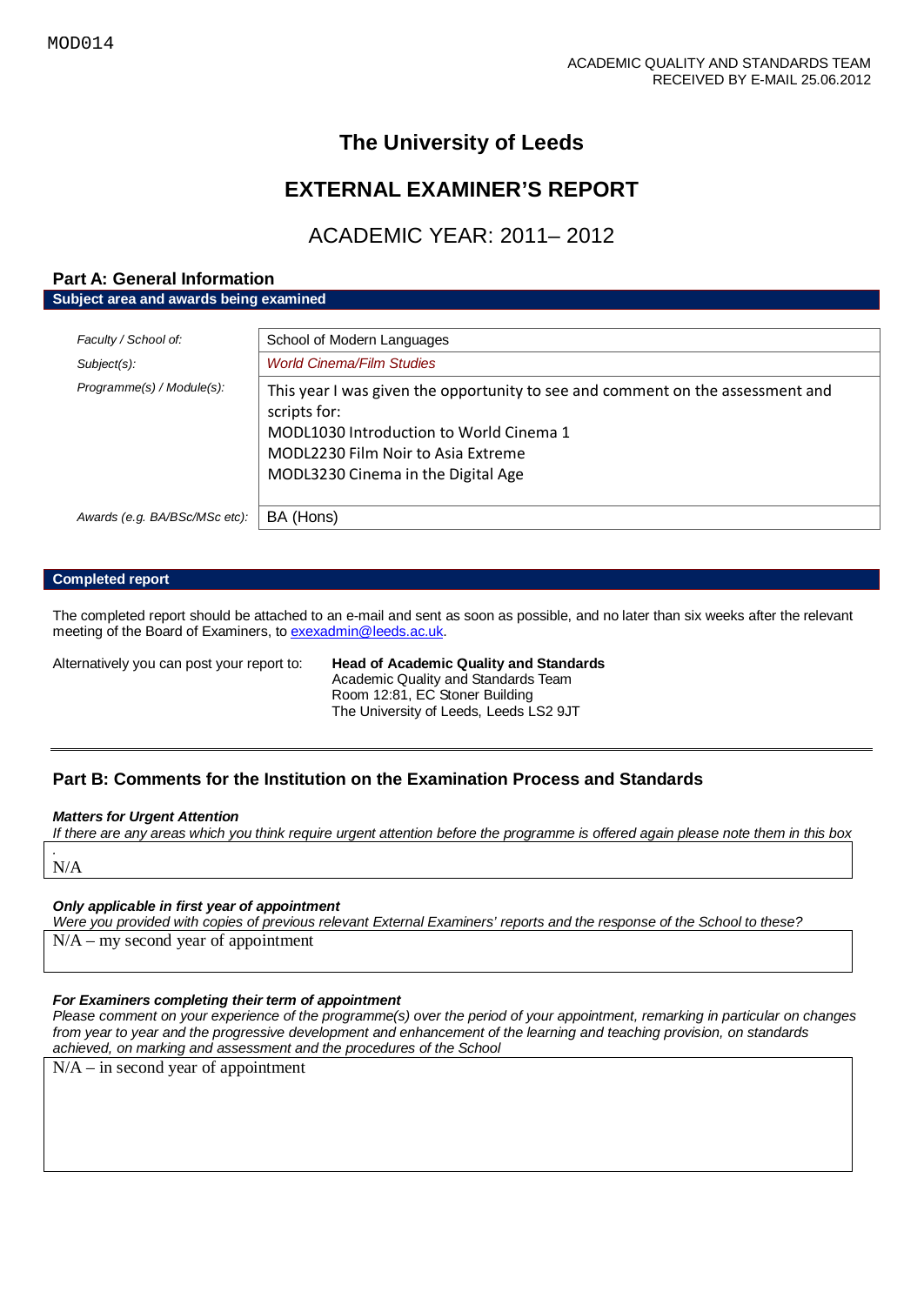MOD014

ACADEMIC QUALITY AND STANDARDS TEAM
RECEIVED BY E-MAIL 25.06.2012

# The University of Leeds

# EXTERNAL EXAMINER'S REPORT

## ACADEMIC YEAR: 2011– 2012

## Part A: General Information

**Subject area and awards being examined**

| | |
|---|---|
| *Faculty / School of:* | School of Modern Languages |
| *Subject(s):* | *World Cinema/Film Studies* |
| *Programme(s) / Module(s):* | This year I was given the opportunity to see and comment on the assessment and scripts for:<br>MODL1030 Introduction to World Cinema 1<br>MODL2230 Film Noir to Asia Extreme<br>MODL3230 Cinema in the Digital Age |
| *Awards (e.g. BA/BSc/MSc etc):* | BA (Hons) |

**Completed report**

The completed report should be attached to an e-mail and sent as soon as possible, and no later than six weeks after the relevant meeting of the Board of Examiners, to exexadmin@leeds.ac.uk.

Alternatively you can post your report to:

**Head of Academic Quality and Standards**
Academic Quality and Standards Team
Room 12:81, EC Stoner Building
The University of Leeds, Leeds LS2 9JT

## Part B: Comments for the Institution on the Examination Process and Standards

***Matters for Urgent Attention***

*If there are any areas which you think require urgent attention before the programme is offered again please note them in this box.*

N/A

***Only applicable in first year of appointment***

*Were you provided with copies of previous relevant External Examiners' reports and the response of the School to these?*

N/A – my second year of appointment

***For Examiners completing their term of appointment***

*Please comment on your experience of the programme(s) over the period of your appointment, remarking in particular on changes from year to year and the progressive development and enhancement of the learning and teaching provision, on standards achieved, on marking and assessment and the procedures of the School*

N/A – in second year of appointment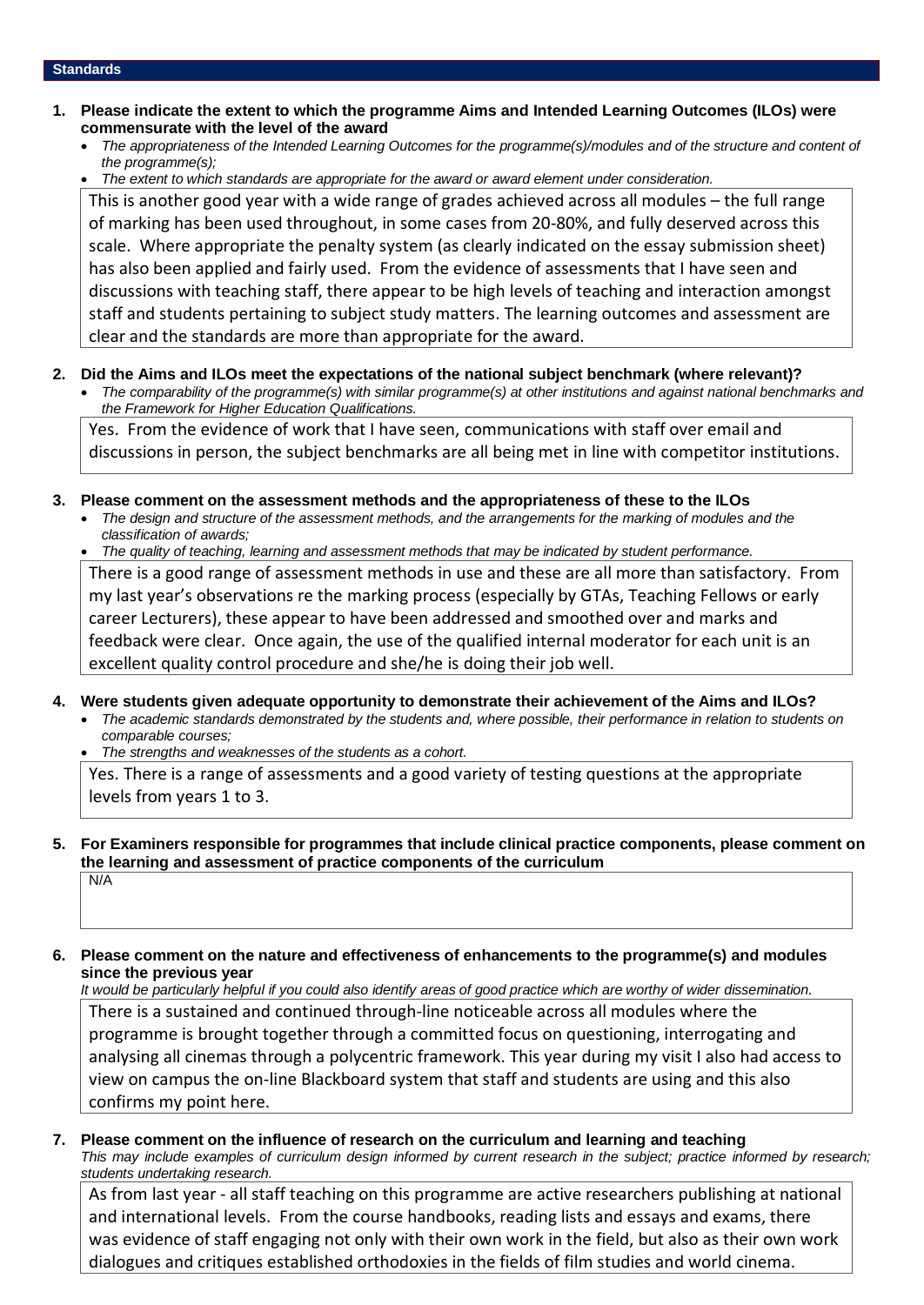## Standards

**1. Please indicate the extent to which the programme Aims and Intended Learning Outcomes (ILOs) were commensurate with the level of the award**

- *The appropriateness of the Intended Learning Outcomes for the programme(s)/modules and of the structure and content of the programme(s);*
- *The extent to which standards are appropriate for the award or award element under consideration.*

This is another good year with a wide range of grades achieved across all modules – the full range of marking has been used throughout, in some cases from 20-80%, and fully deserved across this scale. Where appropriate the penalty system (as clearly indicated on the essay submission sheet) has also been applied and fairly used. From the evidence of assessments that I have seen and discussions with teaching staff, there appear to be high levels of teaching and interaction amongst staff and students pertaining to subject study matters. The learning outcomes and assessment are clear and the standards are more than appropriate for the award.

**2. Did the Aims and ILOs meet the expectations of the national subject benchmark (where relevant)?**

- *The comparability of the programme(s) with similar programme(s) at other institutions and against national benchmarks and the Framework for Higher Education Qualifications.*

Yes. From the evidence of work that I have seen, communications with staff over email and discussions in person, the subject benchmarks are all being met in line with competitor institutions.

**3. Please comment on the assessment methods and the appropriateness of these to the ILOs**

- *The design and structure of the assessment methods, and the arrangements for the marking of modules and the classification of awards;*
- *The quality of teaching, learning and assessment methods that may be indicated by student performance.*

There is a good range of assessment methods in use and these are all more than satisfactory. From my last year's observations re the marking process (especially by GTAs, Teaching Fellows or early career Lecturers), these appear to have been addressed and smoothed over and marks and feedback were clear. Once again, the use of the qualified internal moderator for each unit is an excellent quality control procedure and she/he is doing their job well.

**4. Were students given adequate opportunity to demonstrate their achievement of the Aims and ILOs?**

- *The academic standards demonstrated by the students and, where possible, their performance in relation to students on comparable courses;*
- *The strengths and weaknesses of the students as a cohort.*

Yes. There is a range of assessments and a good variety of testing questions at the appropriate levels from years 1 to 3.

**5. For Examiners responsible for programmes that include clinical practice components, please comment on the learning and assessment of practice components of the curriculum**

N/A

**6. Please comment on the nature and effectiveness of enhancements to the programme(s) and modules since the previous year**

*It would be particularly helpful if you could also identify areas of good practice which are worthy of wider dissemination.*

There is a sustained and continued through-line noticeable across all modules where the programme is brought together through a committed focus on questioning, interrogating and analysing all cinemas through a polycentric framework. This year during my visit I also had access to view on campus the on-line Blackboard system that staff and students are using and this also confirms my point here.

**7. Please comment on the influence of research on the curriculum and learning and teaching**

*This may include examples of curriculum design informed by current research in the subject; practice informed by research; students undertaking research.*

As from last year - all staff teaching on this programme are active researchers publishing at national and international levels. From the course handbooks, reading lists and essays and exams, there was evidence of staff engaging not only with their own work in the field, but also as their own work dialogues and critiques established orthodoxies in the fields of film studies and world cinema.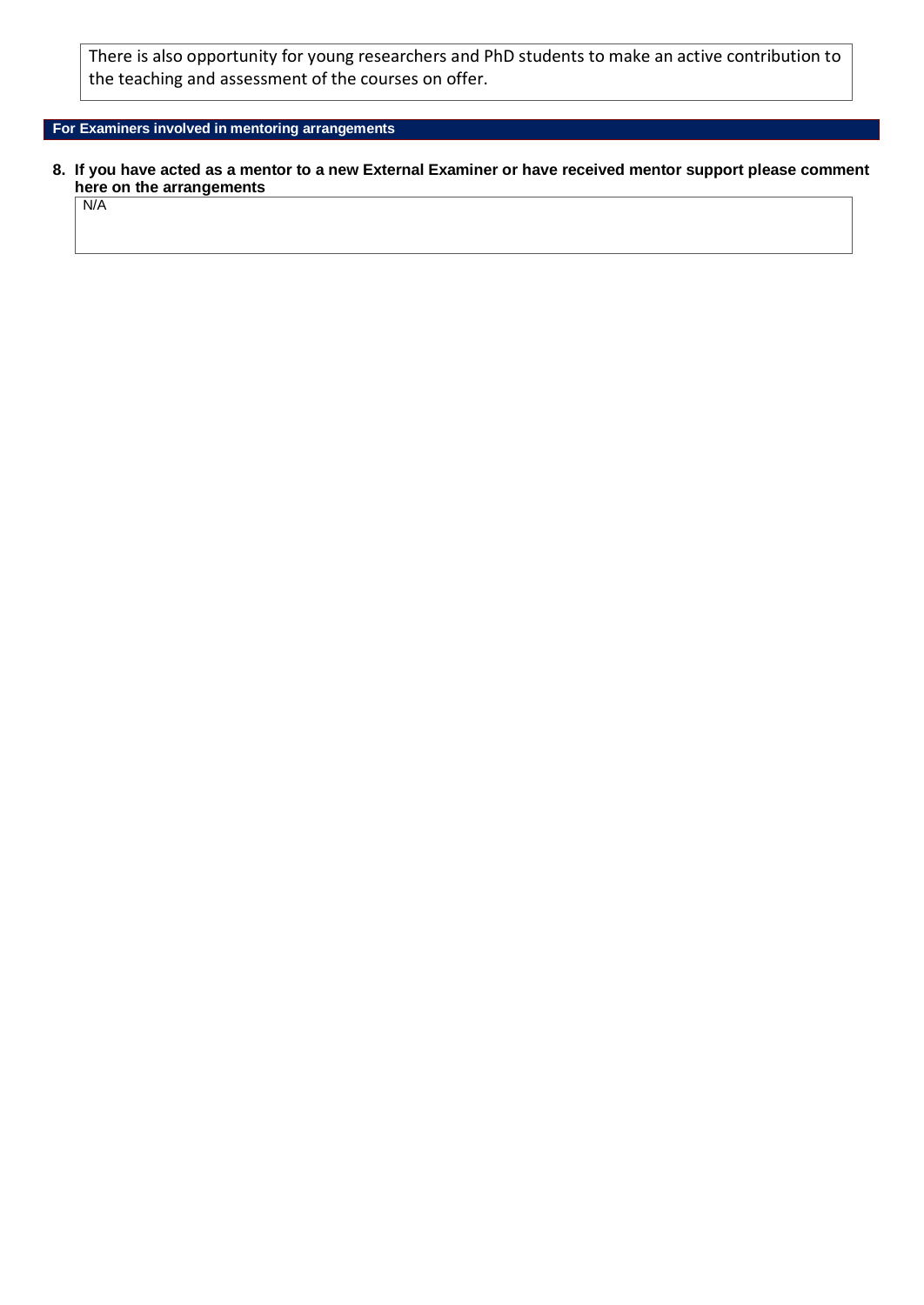There is also opportunity for young researchers and PhD students to make an active contribution to the teaching and assessment of the courses on offer.

## For Examiners involved in mentoring arrangements

**8. If you have acted as a mentor to a new External Examiner or have received mentor support please comment here on the arrangements**

N/A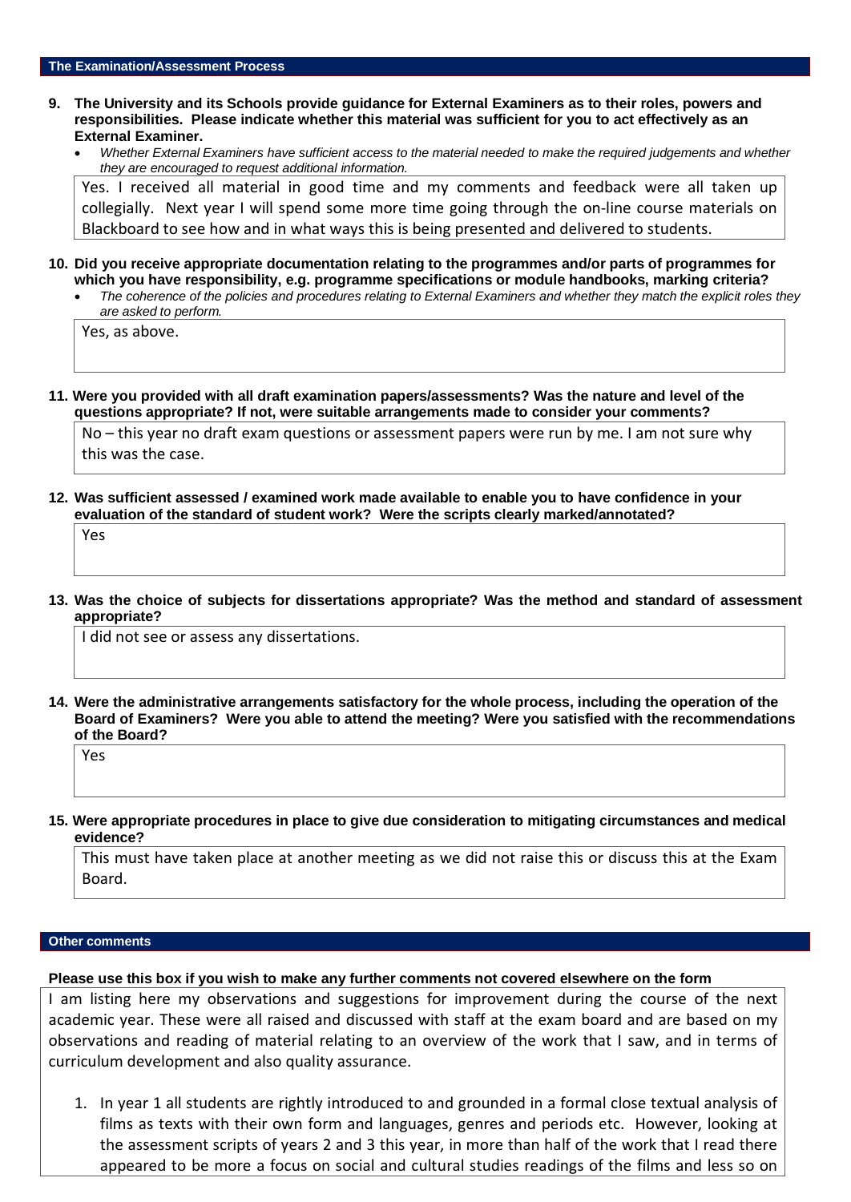## The Examination/Assessment Process

**9. The University and its Schools provide guidance for External Examiners as to their roles, powers and responsibilities. Please indicate whether this material was sufficient for you to act effectively as an External Examiner.**

- *Whether External Examiners have sufficient access to the material needed to make the required judgements and whether they are encouraged to request additional information.*

Yes. I received all material in good time and my comments and feedback were all taken up collegially. Next year I will spend some more time going through the on-line course materials on Blackboard to see how and in what ways this is being presented and delivered to students.

**10. Did you receive appropriate documentation relating to the programmes and/or parts of programmes for which you have responsibility, e.g. programme specifications or module handbooks, marking criteria?**

- *The coherence of the policies and procedures relating to External Examiners and whether they match the explicit roles they are asked to perform.*

Yes, as above.

**11. Were you provided with all draft examination papers/assessments? Was the nature and level of the questions appropriate? If not, were suitable arrangements made to consider your comments?**

No – this year no draft exam questions or assessment papers were run by me. I am not sure why this was the case.

**12. Was sufficient assessed / examined work made available to enable you to have confidence in your evaluation of the standard of student work? Were the scripts clearly marked/annotated?**

Yes

**13. Was the choice of subjects for dissertations appropriate? Was the method and standard of assessment appropriate?**

I did not see or assess any dissertations.

**14. Were the administrative arrangements satisfactory for the whole process, including the operation of the Board of Examiners? Were you able to attend the meeting? Were you satisfied with the recommendations of the Board?**

Yes

**15. Were appropriate procedures in place to give due consideration to mitigating circumstances and medical evidence?**

This must have taken place at another meeting as we did not raise this or discuss this at the Exam Board.

## Other comments

**Please use this box if you wish to make any further comments not covered elsewhere on the form**

I am listing here my observations and suggestions for improvement during the course of the next academic year. These were all raised and discussed with staff at the exam board and are based on my observations and reading of material relating to an overview of the work that I saw, and in terms of curriculum development and also quality assurance.

1. In year 1 all students are rightly introduced to and grounded in a formal close textual analysis of films as texts with their own form and languages, genres and periods etc. However, looking at the assessment scripts of years 2 and 3 this year, in more than half of the work that I read there appeared to be more a focus on social and cultural studies readings of the films and less so on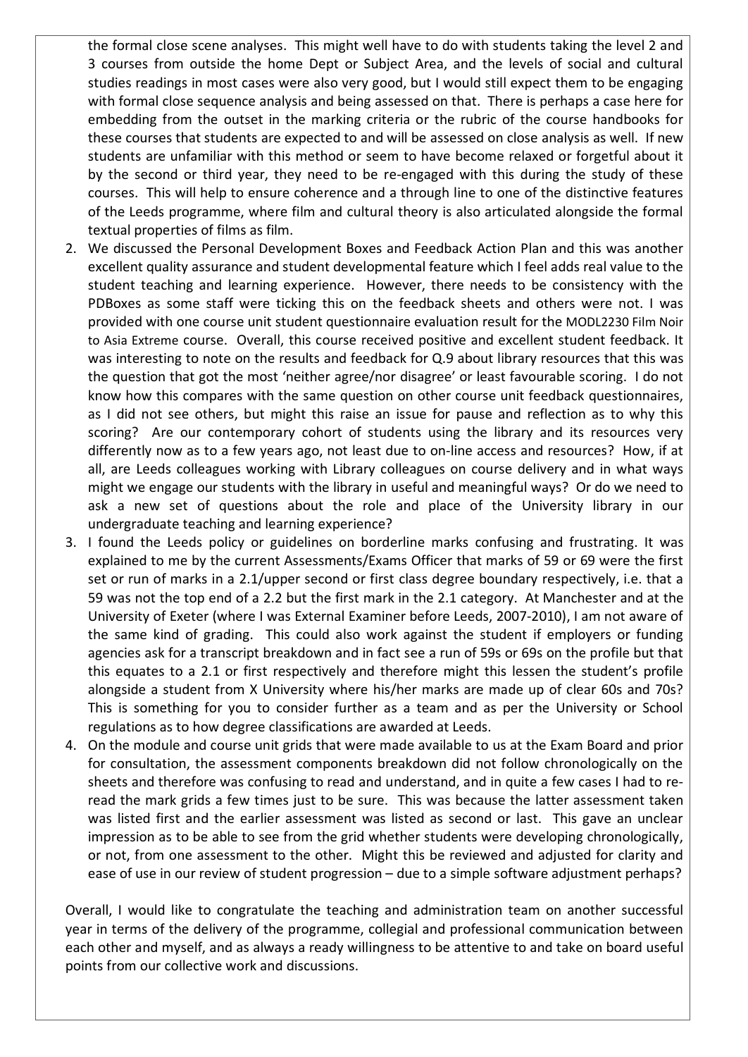the formal close scene analyses. This might well have to do with students taking the level 2 and 3 courses from outside the home Dept or Subject Area, and the levels of social and cultural studies readings in most cases were also very good, but I would still expect them to be engaging with formal close sequence analysis and being assessed on that. There is perhaps a case here for embedding from the outset in the marking criteria or the rubric of the course handbooks for these courses that students are expected to and will be assessed on close analysis as well. If new students are unfamiliar with this method or seem to have become relaxed or forgetful about it by the second or third year, they need to be re-engaged with this during the study of these courses. This will help to ensure coherence and a through line to one of the distinctive features of the Leeds programme, where film and cultural theory is also articulated alongside the formal textual properties of films as film.

2. We discussed the Personal Development Boxes and Feedback Action Plan and this was another excellent quality assurance and student developmental feature which I feel adds real value to the student teaching and learning experience. However, there needs to be consistency with the PDBoxes as some staff were ticking this on the feedback sheets and others were not. I was provided with one course unit student questionnaire evaluation result for the MODL2230 Film Noir to Asia Extreme course. Overall, this course received positive and excellent student feedback. It was interesting to note on the results and feedback for Q.9 about library resources that this was the question that got the most 'neither agree/nor disagree' or least favourable scoring. I do not know how this compares with the same question on other course unit feedback questionnaires, as I did not see others, but might this raise an issue for pause and reflection as to why this scoring? Are our contemporary cohort of students using the library and its resources very differently now as to a few years ago, not least due to on-line access and resources? How, if at all, are Leeds colleagues working with Library colleagues on course delivery and in what ways might we engage our students with the library in useful and meaningful ways? Or do we need to ask a new set of questions about the role and place of the University library in our undergraduate teaching and learning experience?
3. I found the Leeds policy or guidelines on borderline marks confusing and frustrating. It was explained to me by the current Assessments/Exams Officer that marks of 59 or 69 were the first set or run of marks in a 2.1/upper second or first class degree boundary respectively, i.e. that a 59 was not the top end of a 2.2 but the first mark in the 2.1 category. At Manchester and at the University of Exeter (where I was External Examiner before Leeds, 2007-2010), I am not aware of the same kind of grading. This could also work against the student if employers or funding agencies ask for a transcript breakdown and in fact see a run of 59s or 69s on the profile but that this equates to a 2.1 or first respectively and therefore might this lessen the student's profile alongside a student from X University where his/her marks are made up of clear 60s and 70s? This is something for you to consider further as a team and as per the University or School regulations as to how degree classifications are awarded at Leeds.
4. On the module and course unit grids that were made available to us at the Exam Board and prior for consultation, the assessment components breakdown did not follow chronologically on the sheets and therefore was confusing to read and understand, and in quite a few cases I had to re-read the mark grids a few times just to be sure. This was because the latter assessment taken was listed first and the earlier assessment was listed as second or last. This gave an unclear impression as to be able to see from the grid whether students were developing chronologically, or not, from one assessment to the other. Might this be reviewed and adjusted for clarity and ease of use in our review of student progression – due to a simple software adjustment perhaps?

Overall, I would like to congratulate the teaching and administration team on another successful year in terms of the delivery of the programme, collegial and professional communication between each other and myself, and as always a ready willingness to be attentive to and take on board useful points from our collective work and discussions.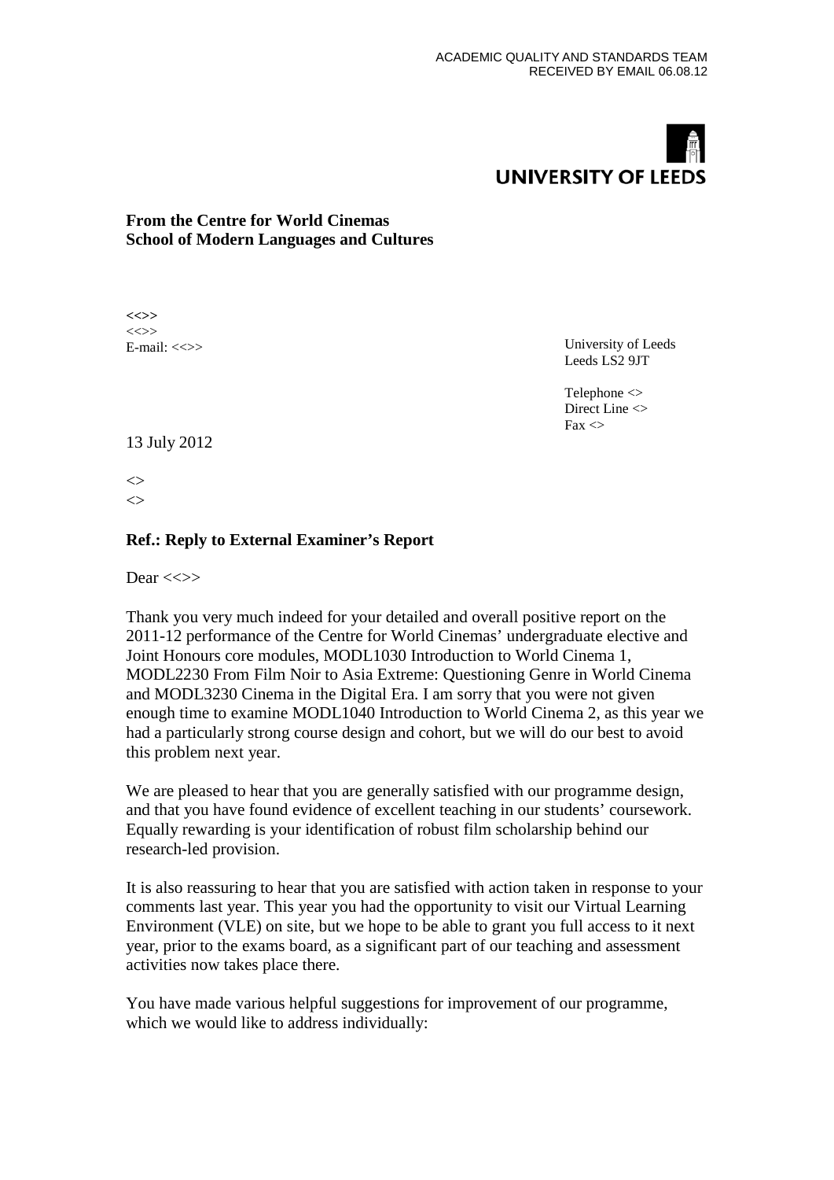ACADEMIC QUALITY AND STANDARDS TEAM
RECEIVED BY EMAIL 06.08.12

UNIVERSITY OF LEEDS

**From the Centre for World Cinemas**
**School of Modern Languages and Cultures**

**<<>>**
<<>>
E-mail: <<>>

University of Leeds
Leeds LS2 9JT

Telephone <>
Direct Line <>
Fax <>

13 July 2012

<>
<>

**Ref.: Reply to External Examiner's Report**

Dear <<>>

Thank you very much indeed for your detailed and overall positive report on the 2011-12 performance of the Centre for World Cinemas' undergraduate elective and Joint Honours core modules, MODL1030 Introduction to World Cinema 1, MODL2230 From Film Noir to Asia Extreme: Questioning Genre in World Cinema and MODL3230 Cinema in the Digital Era. I am sorry that you were not given enough time to examine MODL1040 Introduction to World Cinema 2, as this year we had a particularly strong course design and cohort, but we will do our best to avoid this problem next year.

We are pleased to hear that you are generally satisfied with our programme design, and that you have found evidence of excellent teaching in our students' coursework. Equally rewarding is your identification of robust film scholarship behind our research-led provision.

It is also reassuring to hear that you are satisfied with action taken in response to your comments last year. This year you had the opportunity to visit our Virtual Learning Environment (VLE) on site, but we hope to be able to grant you full access to it next year, prior to the exams board, as a significant part of our teaching and assessment activities now takes place there.

You have made various helpful suggestions for improvement of our programme, which we would like to address individually: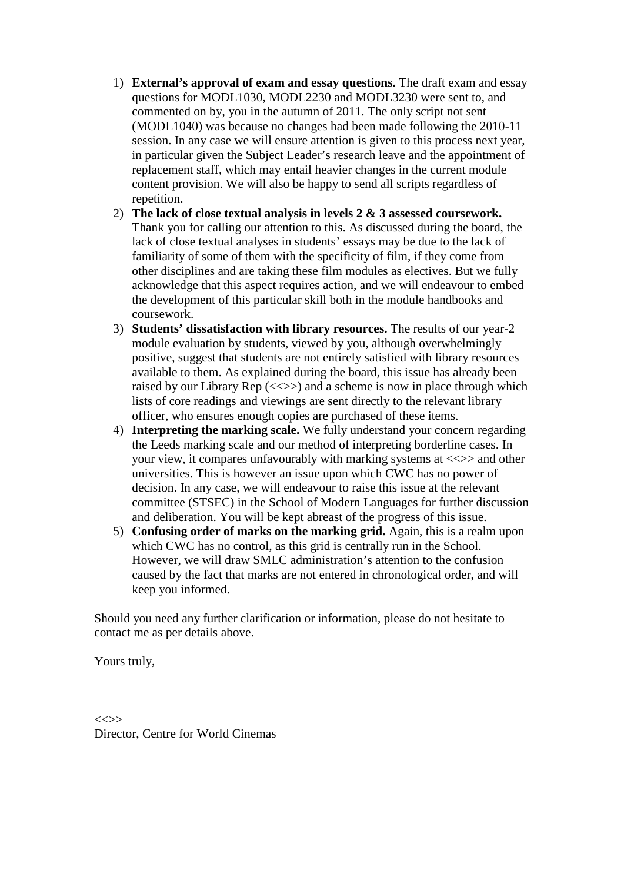1) **External's approval of exam and essay questions.** The draft exam and essay questions for MODL1030, MODL2230 and MODL3230 were sent to, and commented on by, you in the autumn of 2011. The only script not sent (MODL1040) was because no changes had been made following the 2010-11 session. In any case we will ensure attention is given to this process next year, in particular given the Subject Leader's research leave and the appointment of replacement staff, which may entail heavier changes in the current module content provision. We will also be happy to send all scripts regardless of repetition.
2) **The lack of close textual analysis in levels 2 & 3 assessed coursework.** Thank you for calling our attention to this. As discussed during the board, the lack of close textual analyses in students' essays may be due to the lack of familiarity of some of them with the specificity of film, if they come from other disciplines and are taking these film modules as electives. But we fully acknowledge that this aspect requires action, and we will endeavour to embed the development of this particular skill both in the module handbooks and coursework.
3) **Students' dissatisfaction with library resources.** The results of our year-2 module evaluation by students, viewed by you, although overwhelmingly positive, suggest that students are not entirely satisfied with library resources available to them. As explained during the board, this issue has already been raised by our Library Rep (<<>>) and a scheme is now in place through which lists of core readings and viewings are sent directly to the relevant library officer, who ensures enough copies are purchased of these items.
4) **Interpreting the marking scale.** We fully understand your concern regarding the Leeds marking scale and our method of interpreting borderline cases. In your view, it compares unfavourably with marking systems at <<>> and other universities. This is however an issue upon which CWC has no power of decision. In any case, we will endeavour to raise this issue at the relevant committee (STSEC) in the School of Modern Languages for further discussion and deliberation. You will be kept abreast of the progress of this issue.
5) **Confusing order of marks on the marking grid.** Again, this is a realm upon which CWC has no control, as this grid is centrally run in the School. However, we will draw SMLC administration's attention to the confusion caused by the fact that marks are not entered in chronological order, and will keep you informed.

Should you need any further clarification or information, please do not hesitate to contact me as per details above.

Yours truly,

<<>>
Director, Centre for World Cinemas